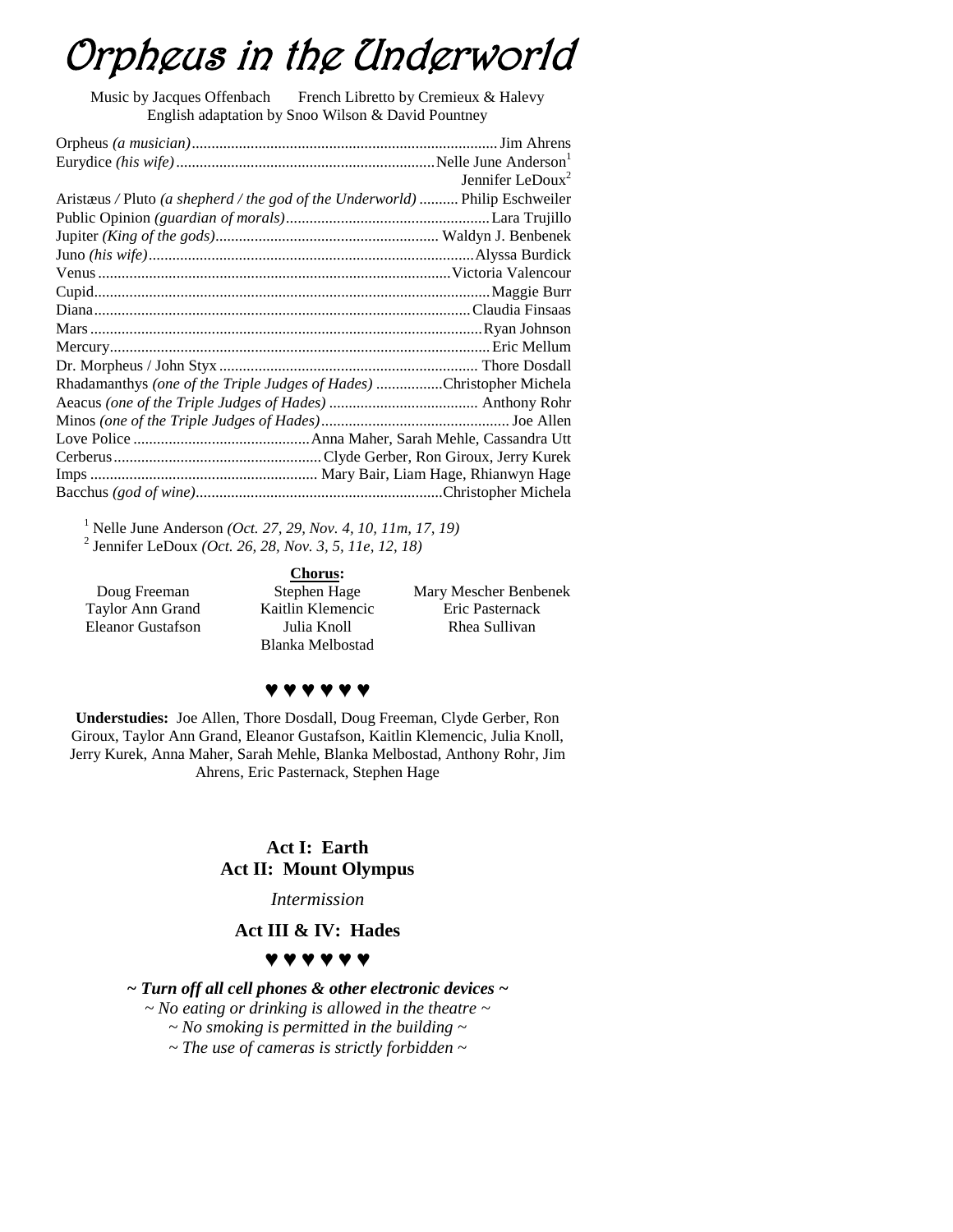# Orpheus in the Underworld

Music by Jacques Offenbach  French Libretto by Cremieux & Halevy
English adaptation by Snoo Wilson & David Pountney

Orpheus *(a musician)*............................................................................. Jim Ahrens
Eurydice *(his wife)*.................................................................Nelle June Anderson[1]
Jennifer LeDoux[2]
Aristæus / Pluto *(a shepherd / the god of the Underworld)* .......... Philip Eschweiler
Public Opinion *(guardian of morals)*...................................................Lara Trujillo
Jupiter *(King of the gods)*........................................................ Waldyn J. Benbenek
Juno *(his wife)*.................................................................................Alyssa Burdick
Venus.........................................................................................Victoria Valencour
Cupid....................................................................................................Maggie Burr
Diana...............................................................................................Claudia Finsaas
Mars...................................................................................................Ryan Johnson
Mercury................................................................................................Eric Mellum
Dr. Morpheus / John Styx................................................................. Thore Dosdall
Rhadamanthys *(one of the Triple Judges of Hades)* .................Christopher Michela
Aeacus *(one of the Triple Judges of Hades)* ...................................... Anthony Rohr
Minos *(one of the Triple Judges of Hades)*................................................ Joe Allen
Love Police .............................................Anna Maher, Sarah Mehle, Cassandra Utt
Cerberus.....................................................Clyde Gerber, Ron Giroux, Jerry Kurek
Imps .......................................................... Mary Bair, Liam Hage, Rhianwyn Hage
Bacchus *(god of wine)*..............................................................Christopher Michela

[1] Nelle June Anderson *(Oct. 27, 29, Nov. 4, 10, 11m, 17, 19)*
[2] Jennifer LeDoux *(Oct. 26, 28, Nov. 3, 5, 11e, 12, 18)*

**Chorus:**

Doug Freeman
Taylor Ann Grand
Eleanor Gustafson
Stephen Hage
Kaitlin Klemencic
Julia Knoll
Blanka Melbostad
Mary Mescher Benbenek
Eric Pasternack
Rhea Sullivan

♥ ♥ ♥ ♥ ♥ ♥

**Understudies:** Joe Allen, Thore Dosdall, Doug Freeman, Clyde Gerber, Ron Giroux, Taylor Ann Grand, Eleanor Gustafson, Kaitlin Klemencic, Julia Knoll, Jerry Kurek, Anna Maher, Sarah Mehle, Blanka Melbostad, Anthony Rohr, Jim Ahrens, Eric Pasternack, Stephen Hage

**Act I: Earth**
**Act II: Mount Olympus**

*Intermission*

**Act III & IV: Hades**

♥ ♥ ♥ ♥ ♥ ♥

***~ Turn off all cell phones & other electronic devices ~***
*~ No eating or drinking is allowed in the theatre ~*
*~ No smoking is permitted in the building ~*
*~ The use of cameras is strictly forbidden ~*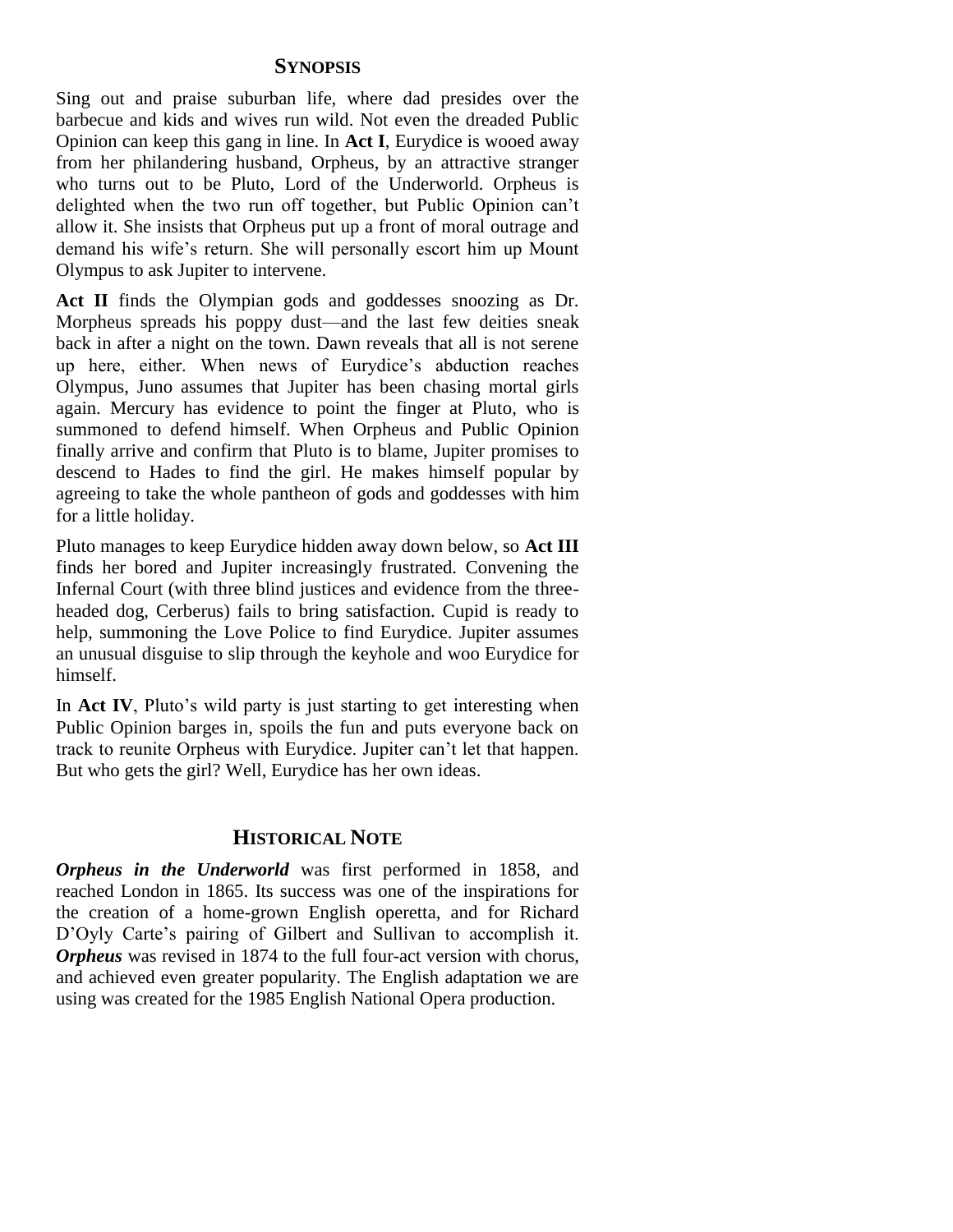## Synopsis

Sing out and praise suburban life, where dad presides over the barbecue and kids and wives run wild. Not even the dreaded Public Opinion can keep this gang in line. In **Act I**, Eurydice is wooed away from her philandering husband, Orpheus, by an attractive stranger who turns out to be Pluto, Lord of the Underworld. Orpheus is delighted when the two run off together, but Public Opinion can't allow it. She insists that Orpheus put up a front of moral outrage and demand his wife's return. She will personally escort him up Mount Olympus to ask Jupiter to intervene.

**Act II** finds the Olympian gods and goddesses snoozing as Dr. Morpheus spreads his poppy dust—and the last few deities sneak back in after a night on the town. Dawn reveals that all is not serene up here, either. When news of Eurydice's abduction reaches Olympus, Juno assumes that Jupiter has been chasing mortal girls again. Mercury has evidence to point the finger at Pluto, who is summoned to defend himself. When Orpheus and Public Opinion finally arrive and confirm that Pluto is to blame, Jupiter promises to descend to Hades to find the girl. He makes himself popular by agreeing to take the whole pantheon of gods and goddesses with him for a little holiday.

Pluto manages to keep Eurydice hidden away down below, so **Act III** finds her bored and Jupiter increasingly frustrated. Convening the Infernal Court (with three blind justices and evidence from the three-headed dog, Cerberus) fails to bring satisfaction. Cupid is ready to help, summoning the Love Police to find Eurydice. Jupiter assumes an unusual disguise to slip through the keyhole and woo Eurydice for himself.

In **Act IV**, Pluto's wild party is just starting to get interesting when Public Opinion barges in, spoils the fun and puts everyone back on track to reunite Orpheus with Eurydice. Jupiter can't let that happen. But who gets the girl? Well, Eurydice has her own ideas.

## Historical Note

***Orpheus in the Underworld*** was first performed in 1858, and reached London in 1865. Its success was one of the inspirations for the creation of a home-grown English operetta, and for Richard D'Oyly Carte's pairing of Gilbert and Sullivan to accomplish it. ***Orpheus*** was revised in 1874 to the full four-act version with chorus, and achieved even greater popularity. The English adaptation we are using was created for the 1985 English National Opera production.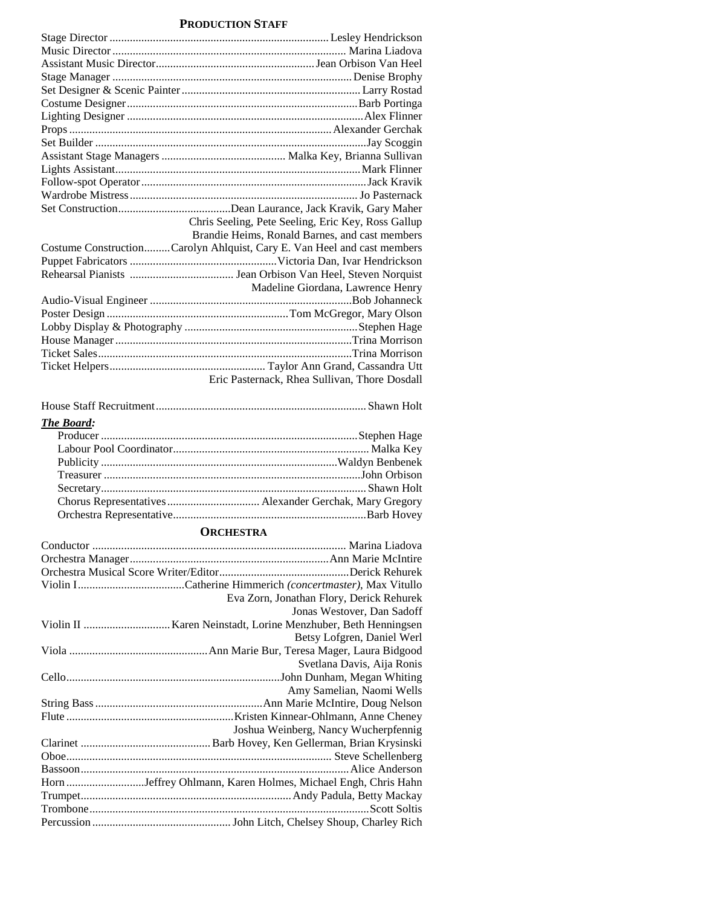## Production Staff

| Role | Name |
|---|---|
| Stage Director | Lesley Hendrickson |
| Music Director | Marina Liadova |
| Assistant Music Director | Jean Orbison Van Heel |
| Stage Manager | Denise Brophy |
| Set Designer & Scenic Painter | Larry Rostad |
| Costume Designer | Barb Portinga |
| Lighting Designer | Alex Flinner |
| Props | Alexander Gerchak |
| Set Builder | Jay Scoggin |
| Assistant Stage Managers | Malka Key, Brianna Sullivan |
| Lights Assistant | Mark Flinner |
| Follow-spot Operator | Jack Kravik |
| Wardrobe Mistress | Jo Pasternack |
| Set Construction | Dean Laurance, Jack Kravik, Gary Maher, Chris Seeling, Pete Seeling, Eric Key, Ross Gallup, Brandie Heims, Ronald Barnes, and cast members |
| Costume Construction | Carolyn Ahlquist, Cary E. Van Heel and cast members |
| Puppet Fabricators | Victoria Dan, Ivar Hendrickson |
| Rehearsal Pianists | Jean Orbison Van Heel, Steven Norquist, Madeline Giordana, Lawrence Henry |
| Audio-Visual Engineer | Bob Johanneck |
| Poster Design | Tom McGregor, Mary Olson |
| Lobby Display & Photography | Stephen Hage |
| House Manager | Trina Morrison |
| Ticket Sales | Trina Morrison |
| Ticket Helpers | Taylor Ann Grand, Cassandra Utt, Eric Pasternack, Rhea Sullivan, Thore Dosdall |
| House Staff Recruitment | Shawn Holt |

***The Board:***

| Role | Name |
|---|---|
| Producer | Stephen Hage |
| Labour Pool Coordinator | Malka Key |
| Publicity | Waldyn Benbenek |
| Treasurer | John Orbison |
| Secretary | Shawn Holt |
| Chorus Representatives | Alexander Gerchak, Mary Gregory |
| Orchestra Representative | Barb Hovey |

## Orchestra

| Role | Name |
|---|---|
| Conductor | Marina Liadova |
| Orchestra Manager | Ann Marie McIntire |
| Orchestra Musical Score Writer/Editor | Derick Rehurek |
| Violin I | Catherine Himmerich *(concertmaster)*, Max Vitullo, Eva Zorn, Jonathan Flory, Derick Rehurek, Jonas Westover, Dan Sadoff |
| Violin II | Karen Neinstadt, Lorine Menzhuber, Beth Henningsen, Betsy Lofgren, Daniel Werl |
| Viola | Ann Marie Bur, Teresa Mager, Laura Bidgood, Svetlana Davis, Aija Ronis |
| Cello | John Dunham, Megan Whiting, Amy Samelian, Naomi Wells |
| String Bass | Ann Marie McIntire, Doug Nelson |
| Flute | Kristen Kinnear-Ohlmann, Anne Cheney, Joshua Weinberg, Nancy Wucherpfennig |
| Clarinet | Barb Hovey, Ken Gellerman, Brian Krysinski |
| Oboe | Steve Schellenberg |
| Bassoon | Alice Anderson |
| Horn | Jeffrey Ohlmann, Karen Holmes, Michael Engh, Chris Hahn |
| Trumpet | Andy Padula, Betty Mackay |
| Trombone | Scott Soltis |
| Percussion | John Litch, Chelsey Shoup, Charley Rich |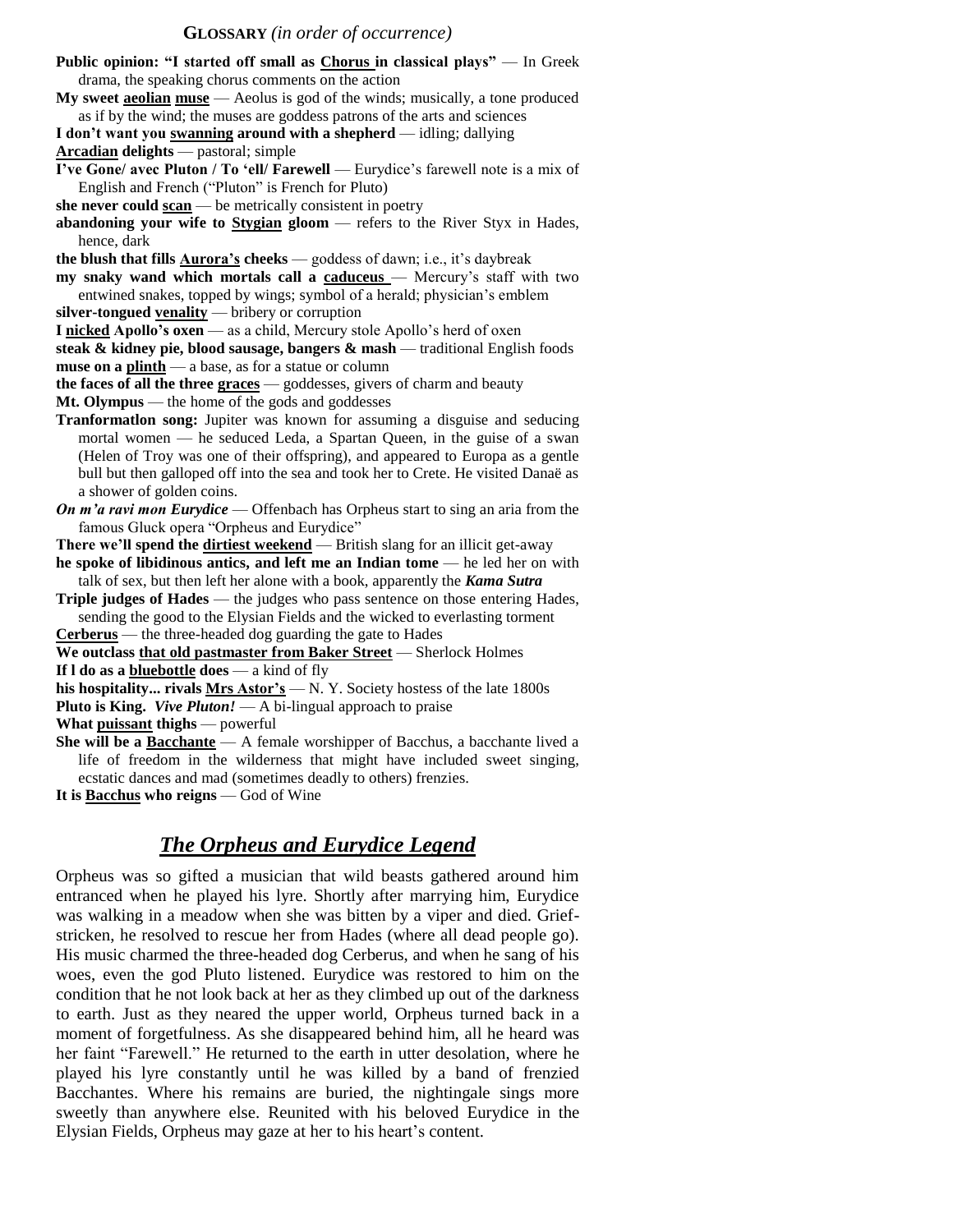## **GLOSSARY** *(in order of occurrence)*

**Public opinion: "I started off small as Chorus in classical plays"** — In Greek drama, the speaking chorus comments on the action

**My sweet aeolian muse** — Aeolus is god of the winds; musically, a tone produced as if by the wind; the muses are goddess patrons of the arts and sciences

**I don't want you swanning around with a shepherd** — idling; dallying

**Arcadian delights** — pastoral; simple

**I've Gone/ avec Pluton / To 'ell/ Farewell** — Eurydice's farewell note is a mix of English and French ("Pluton" is French for Pluto)

**she never could scan** — be metrically consistent in poetry

**abandoning your wife to Stygian gloom** — refers to the River Styx in Hades, hence, dark

**the blush that fills Aurora's cheeks** — goddess of dawn; i.e., it's daybreak

**my snaky wand which mortals call a caduceus** — Mercury's staff with two entwined snakes, topped by wings; symbol of a herald; physician's emblem

**silver-tongued venality** — bribery or corruption

**I nicked Apollo's oxen** — as a child, Mercury stole Apollo's herd of oxen

**steak & kidney pie, blood sausage, bangers & mash** — traditional English foods

**muse on a plinth** — a base, as for a statue or column

**the faces of all the three graces** — goddesses, givers of charm and beauty

**Mt. Olympus** — the home of the gods and goddesses

**Tranformatlon song:** Jupiter was known for assuming a disguise and seducing mortal women — he seduced Leda, a Spartan Queen, in the guise of a swan (Helen of Troy was one of their offspring), and appeared to Europa as a gentle bull but then galloped off into the sea and took her to Crete. He visited Danaë as a shower of golden coins.

***On m'a ravi mon Eurydice*** — Offenbach has Orpheus start to sing an aria from the famous Gluck opera "Orpheus and Eurydice"

**There we'll spend the dirtiest weekend** — British slang for an illicit get-away

**he spoke of libidinous antics, and left me an Indian tome** — he led her on with talk of sex, but then left her alone with a book, apparently the ***Kama Sutra***

**Triple judges of Hades** — the judges who pass sentence on those entering Hades, sending the good to the Elysian Fields and the wicked to everlasting torment

**Cerberus** — the three-headed dog guarding the gate to Hades

**We outclass that old pastmaster from Baker Street** — Sherlock Holmes

**If l do as a bluebottle does** — a kind of fly

**his hospitality... rivals Mrs Astor's** — N. Y. Society hostess of the late 1800s

**Pluto is King. *Vive Pluton!*** — A bi-lingual approach to praise

**What puissant thighs** — powerful

**She will be a Bacchante** — A female worshipper of Bacchus, a bacchante lived a life of freedom in the wilderness that might have included sweet singing, ecstatic dances and mad (sometimes deadly to others) frenzies.

**It is Bacchus who reigns** — God of Wine

## ***The Orpheus and Eurydice Legend***

Orpheus was so gifted a musician that wild beasts gathered around him entranced when he played his lyre. Shortly after marrying him, Eurydice was walking in a meadow when she was bitten by a viper and died. Grief-stricken, he resolved to rescue her from Hades (where all dead people go). His music charmed the three-headed dog Cerberus, and when he sang of his woes, even the god Pluto listened. Eurydice was restored to him on the condition that he not look back at her as they climbed up out of the darkness to earth. Just as they neared the upper world, Orpheus turned back in a moment of forgetfulness. As she disappeared behind him, all he heard was her faint "Farewell." He returned to the earth in utter desolation, where he played his lyre constantly until he was killed by a band of frenzied Bacchantes. Where his remains are buried, the nightingale sings more sweetly than anywhere else. Reunited with his beloved Eurydice in the Elysian Fields, Orpheus may gaze at her to his heart's content.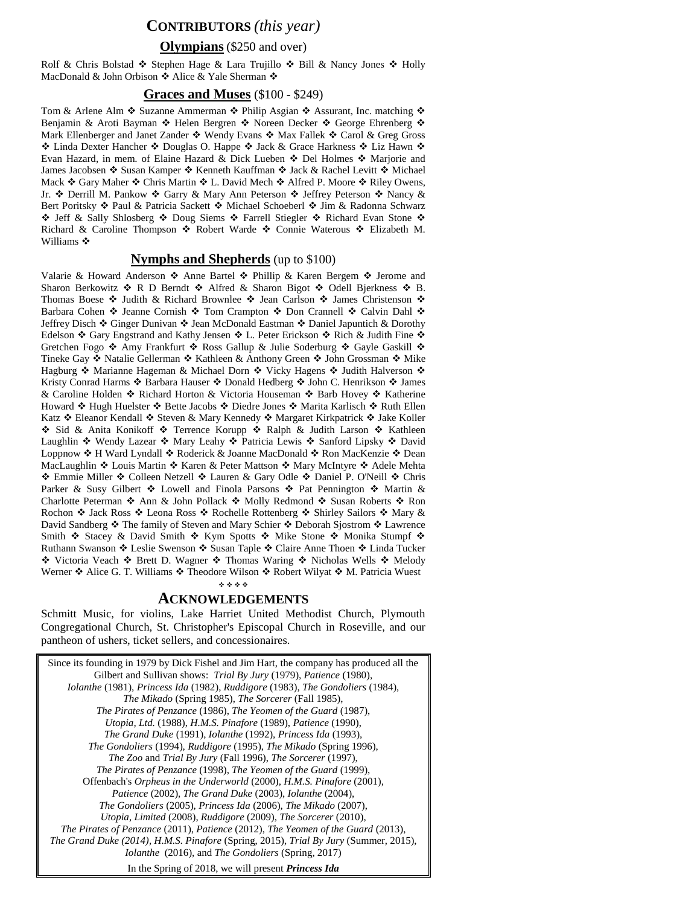# **CONTRIBUTORS** *(this year)*

## **Olympians** ($250 and over)

Rolf & Chris Bolstad ❖ Stephen Hage & Lara Trujillo ❖ Bill & Nancy Jones ❖ Holly MacDonald & John Orbison ❖ Alice & Yale Sherman ❖

## **Graces and Muses** ($100 - $249)

Tom & Arlene Alm ❖ Suzanne Ammerman ❖ Philip Asgian ❖ Assurant, Inc. matching ❖ Benjamin & Aroti Bayman ❖ Helen Bergren ❖ Noreen Decker ❖ George Ehrenberg ❖ Mark Ellenberger and Janet Zander ❖ Wendy Evans ❖ Max Fallek ❖ Carol & Greg Gross ❖ Linda Dexter Hancher ❖ Douglas O. Happe ❖ Jack & Grace Harkness ❖ Liz Hawn ❖ Evan Hazard, in mem. of Elaine Hazard & Dick Lueben ❖ Del Holmes ❖ Marjorie and James Jacobsen ❖ Susan Kamper ❖ Kenneth Kauffman ❖ Jack & Rachel Levitt ❖ Michael Mack ❖ Gary Maher ❖ Chris Martin ❖ L. David Mech ❖ Alfred P. Moore ❖ Riley Owens, Jr. ❖ Derrill M. Pankow ❖ Garry & Mary Ann Peterson ❖ Jeffrey Peterson ❖ Nancy & Bert Poritsky ❖ Paul & Patricia Sackett ❖ Michael Schoeberl ❖ Jim & Radonna Schwarz ❖ Jeff & Sally Shlosberg ❖ Doug Siems ❖ Farrell Stiegler ❖ Richard Evan Stone ❖ Richard & Caroline Thompson ❖ Robert Warde ❖ Connie Waterous ❖ Elizabeth M. Williams ❖

## **Nymphs and Shepherds** (up to $100)

Valarie & Howard Anderson ❖ Anne Bartel ❖ Phillip & Karen Bergem ❖ Jerome and Sharon Berkowitz ❖ R D Berndt ❖ Alfred & Sharon Bigot ❖ Odell Bjerkness ❖ B. Thomas Boese ❖ Judith & Richard Brownlee ❖ Jean Carlson ❖ James Christenson ❖ Barbara Cohen ❖ Jeanne Cornish ❖ Tom Crampton ❖ Don Crannell ❖ Calvin Dahl ❖ Jeffrey Disch ❖ Ginger Dunivan ❖ Jean McDonald Eastman ❖ Daniel Japuntich & Dorothy Edelson ❖ Gary Engstrand and Kathy Jensen ❖ L. Peter Erickson ❖ Rich & Judith Fine ❖ Gretchen Fogo ❖ Amy Frankfurt ❖ Ross Gallup & Julie Soderburg ❖ Gayle Gaskill ❖ Tineke Gay ❖ Natalie Gellerman ❖ Kathleen & Anthony Green ❖ John Grossman ❖ Mike Hagburg ❖ Marianne Hageman & Michael Dorn ❖ Vicky Hagens ❖ Judith Halverson ❖ Kristy Conrad Harms ❖ Barbara Hauser ❖ Donald Hedberg ❖ John C. Henrikson ❖ James & Caroline Holden ❖ Richard Horton & Victoria Houseman ❖ Barb Hovey ❖ Katherine Howard ❖ Hugh Huelster ❖ Bette Jacobs ❖ Diedre Jones ❖ Marita Karlisch ❖ Ruth Ellen Katz ❖ Eleanor Kendall ❖ Steven & Mary Kennedy ❖ Margaret Kirkpatrick ❖ Jake Koller ❖ Sid & Anita Konikoff ❖ Terrence Korupp ❖ Ralph & Judith Larson ❖ Kathleen Laughlin ❖ Wendy Lazear ❖ Mary Leahy ❖ Patricia Lewis ❖ Sanford Lipsky ❖ David Loppnow ❖ H Ward Lyndall ❖ Roderick & Joanne MacDonald ❖ Ron MacKenzie ❖ Dean MacLaughlin ❖ Louis Martin ❖ Karen & Peter Mattson ❖ Mary McIntyre ❖ Adele Mehta ❖ Emmie Miller ❖ Colleen Netzell ❖ Lauren & Gary Odle ❖ Daniel P. O'Neill ❖ Chris Parker & Susy Gilbert ❖ Lowell and Finola Parsons ❖ Pat Pennington ❖ Martin & Charlotte Peterman ❖ Ann & John Pollack ❖ Molly Redmond ❖ Susan Roberts ❖ Ron Rochon ❖ Jack Ross ❖ Leona Ross ❖ Rochelle Rottenberg ❖ Shirley Sailors ❖ Mary & David Sandberg ❖ The family of Steven and Mary Schier ❖ Deborah Sjostrom ❖ Lawrence Smith ❖ Stacey & David Smith ❖ Kym Spotts ❖ Mike Stone ❖ Monika Stumpf ❖ Ruthann Swanson ❖ Leslie Swenson ❖ Susan Taple ❖ Claire Anne Thoen ❖ Linda Tucker ❖ Victoria Veach ❖ Brett D. Wagner ❖ Thomas Waring ❖ Nicholas Wells ❖ Melody Werner ❖ Alice G. T. Williams ❖ Theodore Wilson ❖ Robert Wilyat ❖ M. Patricia Wuest

❖ ❖ ❖ ❖

# **ACKNOWLEDGEMENTS**

Schmitt Music, for violins, Lake Harriet United Methodist Church, Plymouth Congregational Church, St. Christopher's Episcopal Church in Roseville, and our pantheon of ushers, ticket sellers, and concessionaires.

Since its founding in 1979 by Dick Fishel and Jim Hart, the company has produced all the Gilbert and Sullivan shows: *Trial By Jury* (1979), *Patience* (1980), *Iolanthe* (1981), *Princess Ida* (1982), *Ruddigore* (1983), *The Gondoliers* (1984), *The Mikado* (Spring 1985), *The Sorcerer* (Fall 1985), *The Pirates of Penzance* (1986), *The Yeomen of the Guard* (1987), *Utopia, Ltd.* (1988), *H.M.S. Pinafore* (1989), *Patience* (1990), *The Grand Duke* (1991), *Iolanthe* (1992), *Princess Ida* (1993), *The Gondoliers* (1994), *Ruddigore* (1995), *The Mikado* (Spring 1996), *The Zoo* and *Trial By Jury* (Fall 1996), *The Sorcerer* (1997), *The Pirates of Penzance* (1998), *The Yeomen of the Guard* (1999), Offenbach's *Orpheus in the Underworld* (2000), *H.M.S. Pinafore* (2001), *Patience* (2002), *The Grand Duke* (2003), *Iolanthe* (2004), *The Gondoliers* (2005), *Princess Ida* (2006), *The Mikado* (2007), *Utopia, Limited* (2008), *Ruddigore* (2009), *The Sorcerer* (2010), *The Pirates of Penzance* (2011), *Patience* (2012), *The Yeomen of the Guard* (2013), *The Grand Duke (2014)*, *H.M.S. Pinafore* (Spring, 2015), *Trial By Jury* (Summer, 2015), *Iolanthe* (2016), and *The Gondoliers* (Spring, 2017)

In the Spring of 2018, we will present ***Princess Ida***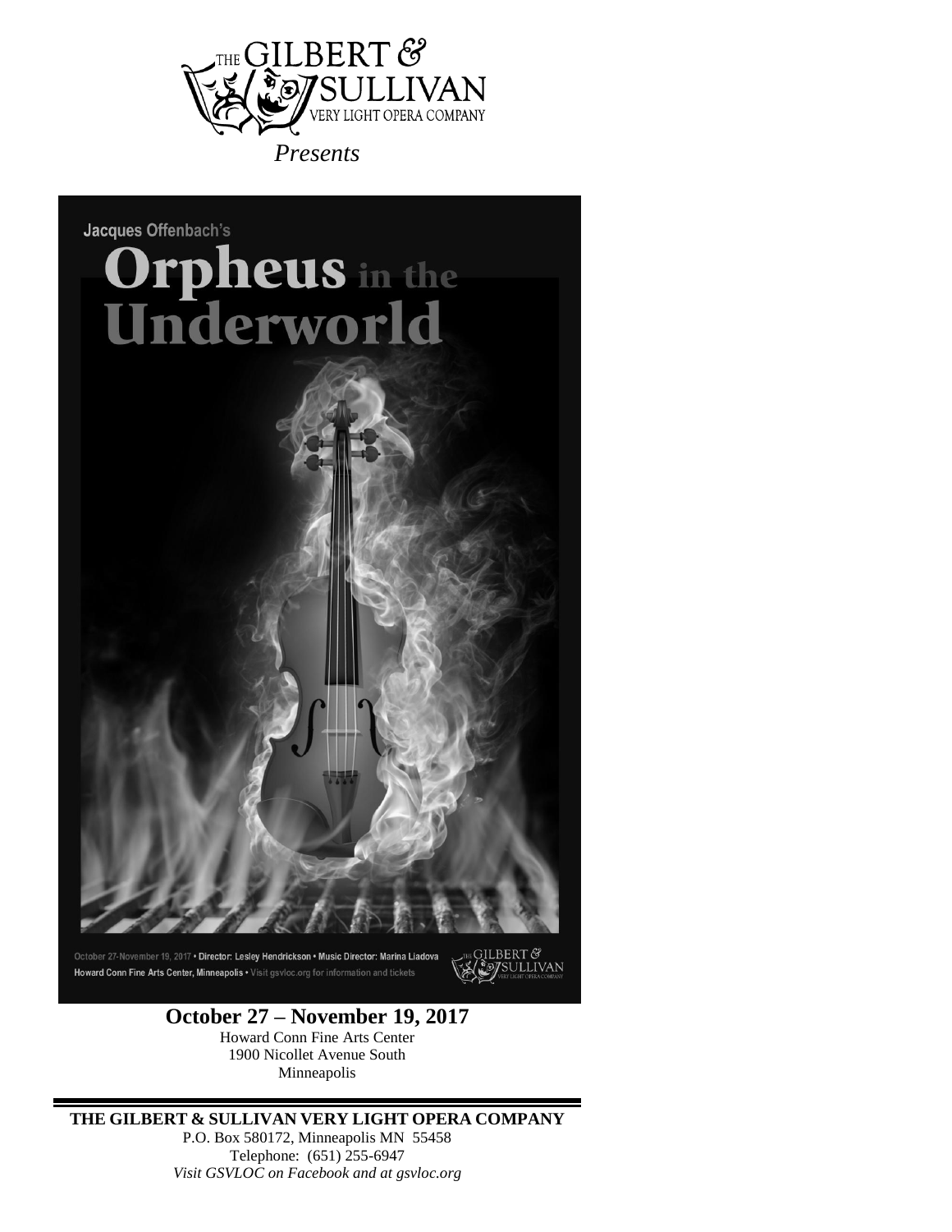THE GILBERT & SULLIVAN VERY LIGHT OPERA COMPANY

*Presents*

Jacques Offenbach's

# Orpheus in the Underworld

October 27-November 19, 2017 • Director: Lesley Hendrickson • Music Director: Marina Liadova
Howard Conn Fine Arts Center, Minneapolis • Visit gsvloc.org for information and tickets

**October 27 – November 19, 2017**

Howard Conn Fine Arts Center
1900 Nicollet Avenue South
Minneapolis

---

**THE GILBERT & SULLIVAN VERY LIGHT OPERA COMPANY**

P.O. Box 580172, Minneapolis MN 55458
Telephone: (651) 255-6947
*Visit GSVLOC on Facebook and at gsvloc.org*